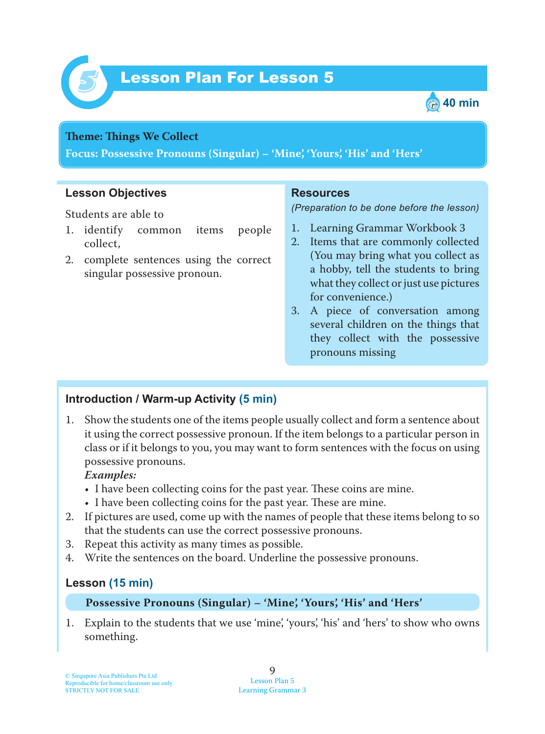# Lesson Plan For Lesson 5

40 min

**Theme: Things We Collect**
**Focus: Possessive Pronouns (Singular) – 'Mine', 'Yours', 'His' and 'Hers'**

## Lesson Objectives

Students are able to

1. identify common items people collect,
2. complete sentences using the correct singular possessive pronoun.

## Resources

*(Preparation to be done before the lesson)*

1. Learning Grammar Workbook 3
2. Items that are commonly collected (You may bring what you collect as a hobby, tell the students to bring what they collect or just use pictures for convenience.)
3. A piece of conversation among several children on the things that they collect with the possessive pronouns missing

## Introduction / Warm-up Activity (5 min)

1. Show the students one of the items people usually collect and form a sentence about it using the correct possessive pronoun. If the item belongs to a particular person in class or if it belongs to you, you may want to form sentences with the focus on using possessive pronouns.
   ***Examples:***
   - I have been collecting coins for the past year. These coins are mine.
   - I have been collecting coins for the past year. These are mine.
2. If pictures are used, come up with the names of people that these items belong to so that the students can use the correct possessive pronouns.
3. Repeat this activity as many times as possible.
4. Write the sentences on the board. Underline the possessive pronouns.

## Lesson (15 min)

**Possessive Pronouns (Singular) – 'Mine', 'Yours', 'His' and 'Hers'**

1. Explain to the students that we use 'mine', 'yours', 'his' and 'hers' to show who owns something.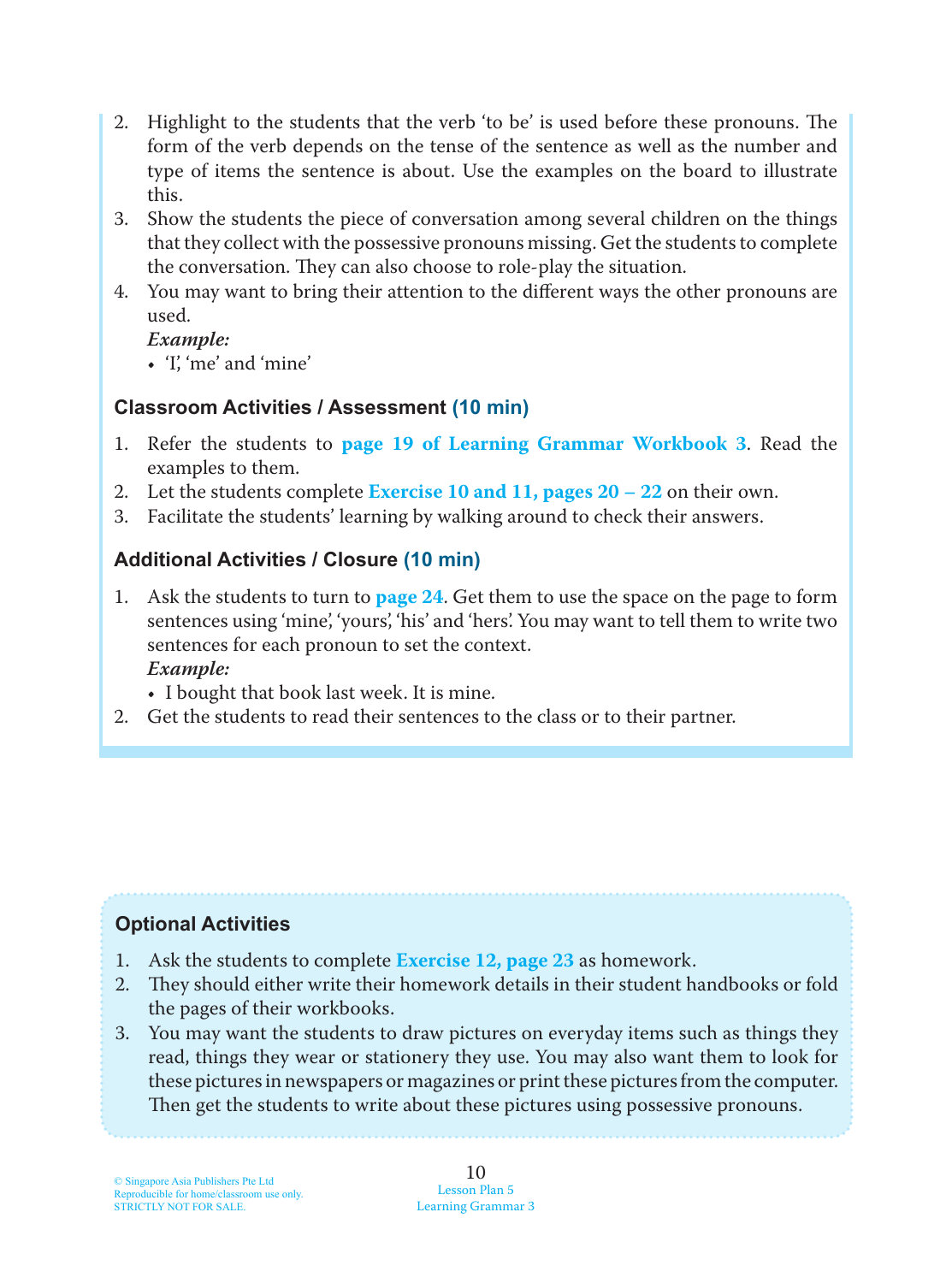2. Highlight to the students that the verb 'to be' is used before these pronouns. The form of the verb depends on the tense of the sentence as well as the number and type of items the sentence is about. Use the examples on the board to illustrate this.
3. Show the students the piece of conversation among several children on the things that they collect with the possessive pronouns missing. Get the students to complete the conversation. They can also choose to role-play the situation.
4. You may want to bring their attention to the different ways the other pronouns are used.

   ***Example:***
   - 'I', 'me' and 'mine'

### Classroom Activities / Assessment (10 min)

1. Refer the students to **page 19 of Learning Grammar Workbook 3**. Read the examples to them.
2. Let the students complete **Exercise 10 and 11, pages 20 – 22** on their own.
3. Facilitate the students' learning by walking around to check their answers.

### Additional Activities / Closure (10 min)

1. Ask the students to turn to **page 24**. Get them to use the space on the page to form sentences using 'mine', 'yours', 'his' and 'hers'. You may want to tell them to write two sentences for each pronoun to set the context.

   ***Example:***
   - I bought that book last week. It is mine.
2. Get the students to read their sentences to the class or to their partner.

### Optional Activities

1. Ask the students to complete **Exercise 12, page 23** as homework.
2. They should either write their homework details in their student handbooks or fold the pages of their workbooks.
3. You may want the students to draw pictures on everyday items such as things they read, things they wear or stationery they use. You may also want them to look for these pictures in newspapers or magazines or print these pictures from the computer. Then get the students to write about these pictures using possessive pronouns.